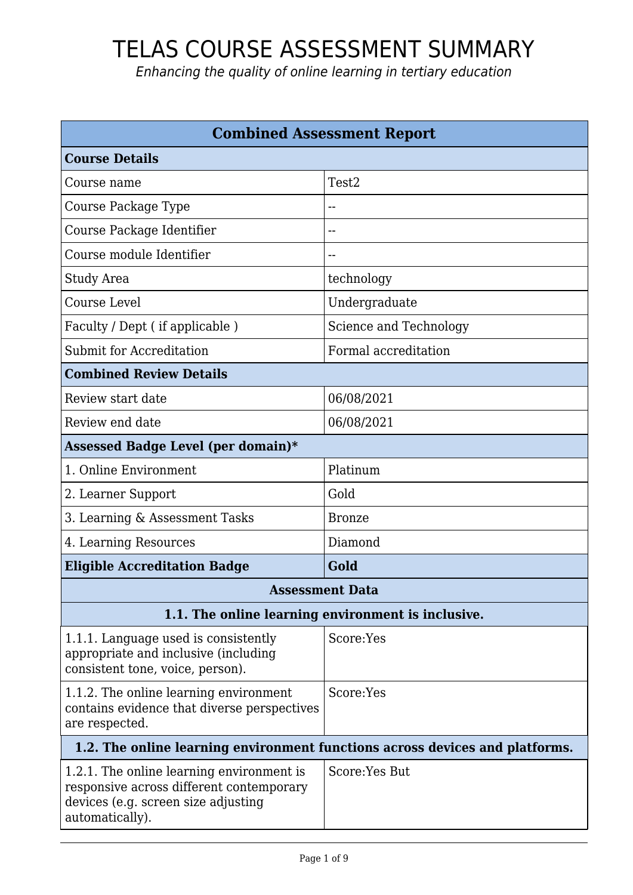# TELAS COURSE ASSESSMENT SUMMARY

*Enhancing the quality of online learning in tertiary education*

| Combined Assessment Report | |
|---|---|
| **Course Details** | |
| Course name | Test2 |
| Course Package Type | -- |
| Course Package Identifier | -- |
| Course module Identifier | -- |
| Study Area | technology |
| Course Level | Undergraduate |
| Faculty / Dept ( if applicable ) | Science and Technology |
| Submit for Accreditation | Formal accreditation |
| **Combined Review Details** | |
| Review start date | 06/08/2021 |
| Review end date | 06/08/2021 |
| **Assessed Badge Level (per domain)*** | |
| 1. Online Environment | Platinum |
| 2. Learner Support | Gold |
| 3. Learning & Assessment Tasks | Bronze |
| 4. Learning Resources | Diamond |
| **Eligible Accreditation Badge** | **Gold** |
| **Assessment Data** | |
| **1.1. The online learning environment is inclusive.** | |
| 1.1.1. Language used is consistently appropriate and inclusive (including consistent tone, voice, person). | Score:Yes |
| 1.1.2. The online learning environment contains evidence that diverse perspectives are respected. | Score:Yes |
| **1.2. The online learning environment functions across devices and platforms.** | |
| 1.2.1. The online learning environment is responsive across different contemporary devices (e.g. screen size adjusting automatically). | Score:Yes But |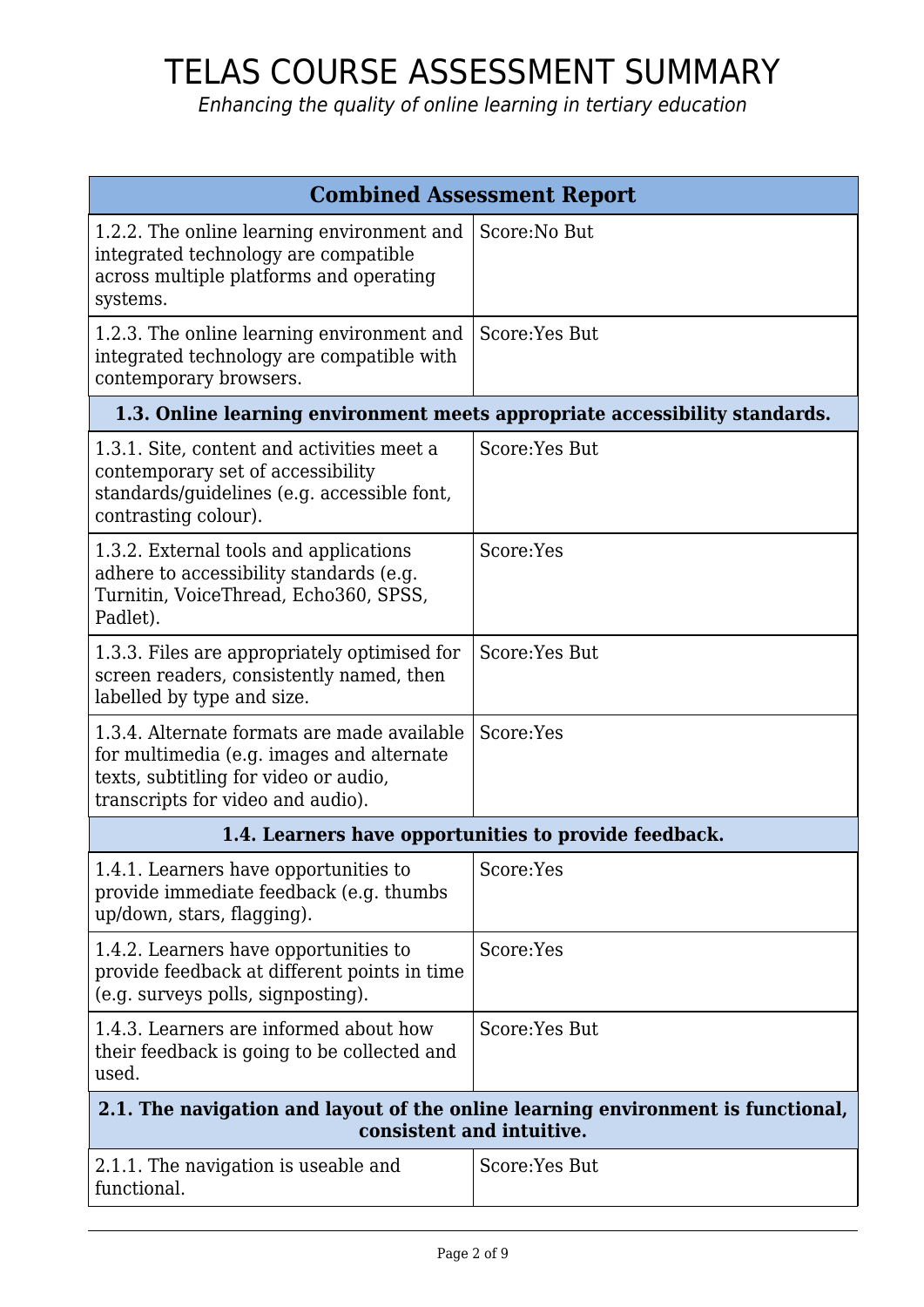# TELAS COURSE ASSESSMENT SUMMARY

*Enhancing the quality of online learning in tertiary education*

| Combined Assessment Report | |
|---|---|
| 1.2.2. The online learning environment and integrated technology are compatible across multiple platforms and operating systems. | Score:No But |
| 1.2.3. The online learning environment and integrated technology are compatible with contemporary browsers. | Score:Yes But |
| **1.3. Online learning environment meets appropriate accessibility standards.** | |
| 1.3.1. Site, content and activities meet a contemporary set of accessibility standards/guidelines (e.g. accessible font, contrasting colour). | Score:Yes But |
| 1.3.2. External tools and applications adhere to accessibility standards (e.g. Turnitin, VoiceThread, Echo360, SPSS, Padlet). | Score:Yes |
| 1.3.3. Files are appropriately optimised for screen readers, consistently named, then labelled by type and size. | Score:Yes But |
| 1.3.4. Alternate formats are made available for multimedia (e.g. images and alternate texts, subtitling for video or audio, transcripts for video and audio). | Score:Yes |
| **1.4. Learners have opportunities to provide feedback.** | |
| 1.4.1. Learners have opportunities to provide immediate feedback (e.g. thumbs up/down, stars, flagging). | Score:Yes |
| 1.4.2. Learners have opportunities to provide feedback at different points in time (e.g. surveys polls, signposting). | Score:Yes |
| 1.4.3. Learners are informed about how their feedback is going to be collected and used. | Score:Yes But |
| **2.1. The navigation and layout of the online learning environment is functional, consistent and intuitive.** | |
| 2.1.1. The navigation is useable and functional. | Score:Yes But |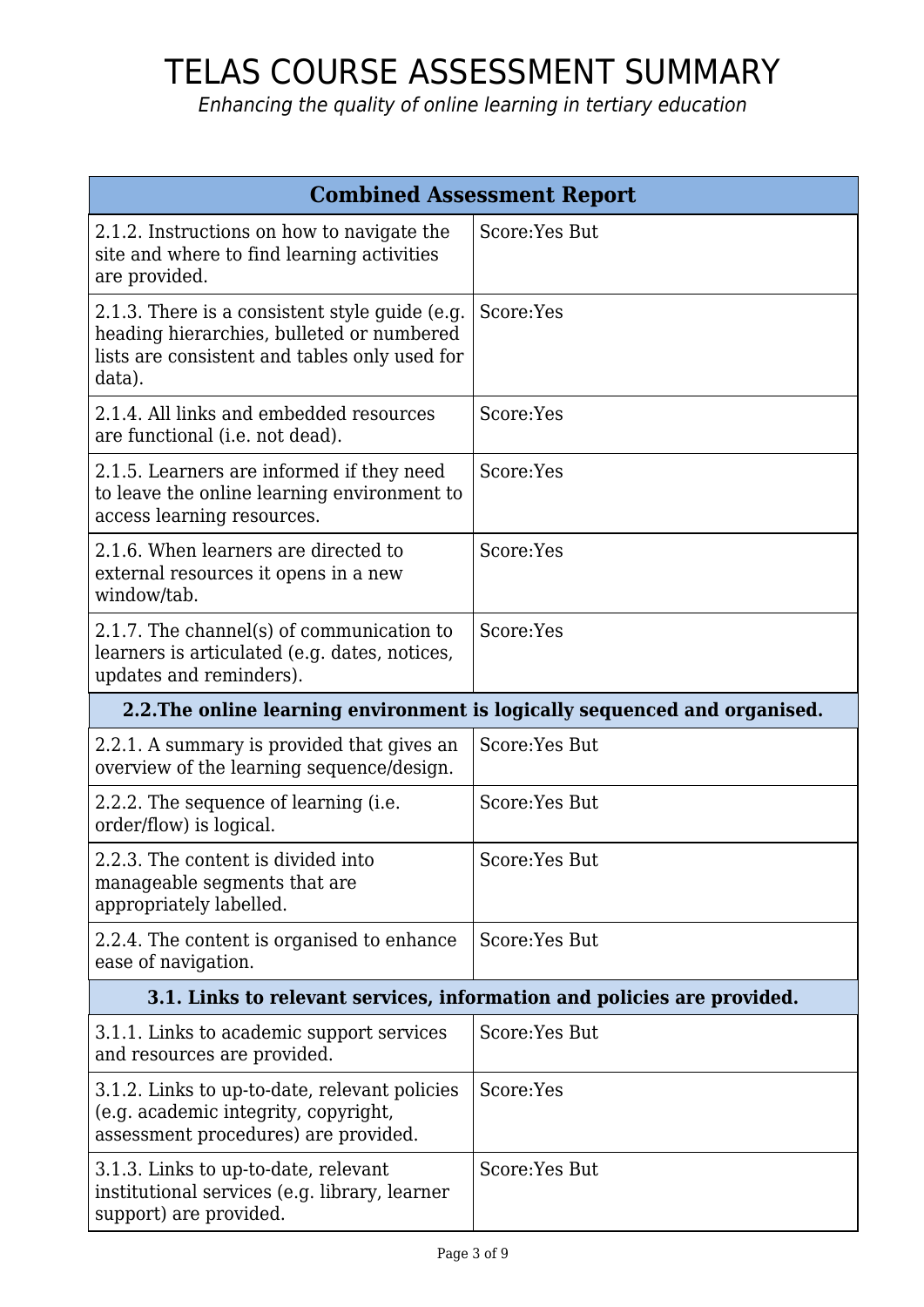# TELAS COURSE ASSESSMENT SUMMARY

*Enhancing the quality of online learning in tertiary education*

| Combined Assessment Report | |
|---|---|
| 2.1.2. Instructions on how to navigate the site and where to find learning activities are provided. | Score:Yes But |
| 2.1.3. There is a consistent style guide (e.g. heading hierarchies, bulleted or numbered lists are consistent and tables only used for data). | Score:Yes |
| 2.1.4. All links and embedded resources are functional (i.e. not dead). | Score:Yes |
| 2.1.5. Learners are informed if they need to leave the online learning environment to access learning resources. | Score:Yes |
| 2.1.6. When learners are directed to external resources it opens in a new window/tab. | Score:Yes |
| 2.1.7. The channel(s) of communication to learners is articulated (e.g. dates, notices, updates and reminders). | Score:Yes |
| **2.2.The online learning environment is logically sequenced and organised.** | |
| 2.2.1. A summary is provided that gives an overview of the learning sequence/design. | Score:Yes But |
| 2.2.2. The sequence of learning (i.e. order/flow) is logical. | Score:Yes But |
| 2.2.3. The content is divided into manageable segments that are appropriately labelled. | Score:Yes But |
| 2.2.4. The content is organised to enhance ease of navigation. | Score:Yes But |
| **3.1. Links to relevant services, information and policies are provided.** | |
| 3.1.1. Links to academic support services and resources are provided. | Score:Yes But |
| 3.1.2. Links to up-to-date, relevant policies (e.g. academic integrity, copyright, assessment procedures) are provided. | Score:Yes |
| 3.1.3. Links to up-to-date, relevant institutional services (e.g. library, learner support) are provided. | Score:Yes But |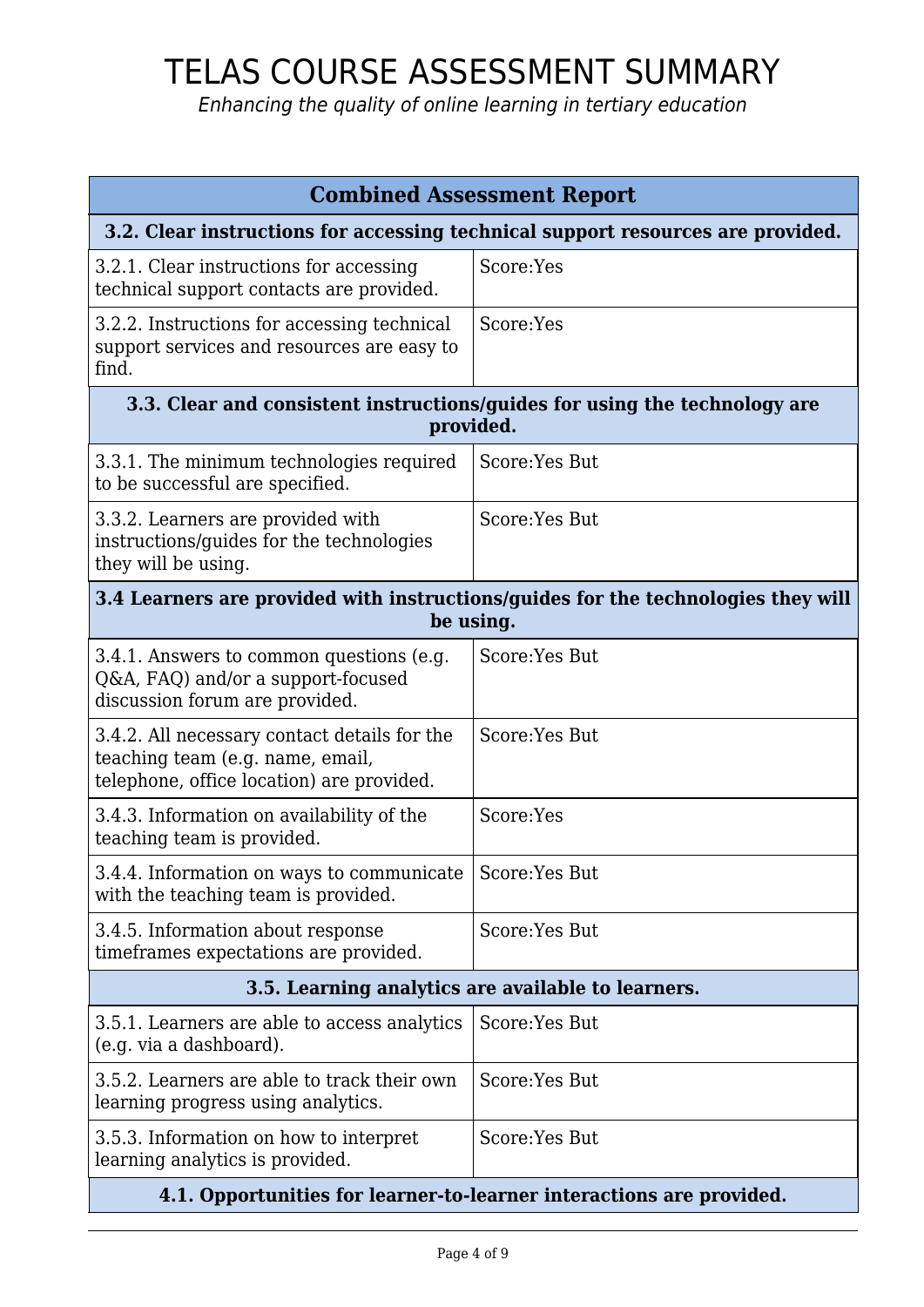# TELAS COURSE ASSESSMENT SUMMARY

*Enhancing the quality of online learning in tertiary education*

| **Combined Assessment Report** | |
|---|---|
| **3.2. Clear instructions for accessing technical support resources are provided.** | |
| 3.2.1. Clear instructions for accessing technical support contacts are provided. | Score:Yes |
| 3.2.2. Instructions for accessing technical support services and resources are easy to find. | Score:Yes |
| **3.3. Clear and consistent instructions/guides for using the technology are provided.** | |
| 3.3.1. The minimum technologies required to be successful are specified. | Score:Yes But |
| 3.3.2. Learners are provided with instructions/guides for the technologies they will be using. | Score:Yes But |
| **3.4 Learners are provided with instructions/guides for the technologies they will be using.** | |
| 3.4.1. Answers to common questions (e.g. Q&A, FAQ) and/or a support-focused discussion forum are provided. | Score:Yes But |
| 3.4.2. All necessary contact details for the teaching team (e.g. name, email, telephone, office location) are provided. | Score:Yes But |
| 3.4.3. Information on availability of the teaching team is provided. | Score:Yes |
| 3.4.4. Information on ways to communicate with the teaching team is provided. | Score:Yes But |
| 3.4.5. Information about response timeframes expectations are provided. | Score:Yes But |
| **3.5. Learning analytics are available to learners.** | |
| 3.5.1. Learners are able to access analytics (e.g. via a dashboard). | Score:Yes But |
| 3.5.2. Learners are able to track their own learning progress using analytics. | Score:Yes But |
| 3.5.3. Information on how to interpret learning analytics is provided. | Score:Yes But |
| **4.1. Opportunities for learner-to-learner interactions are provided.** | |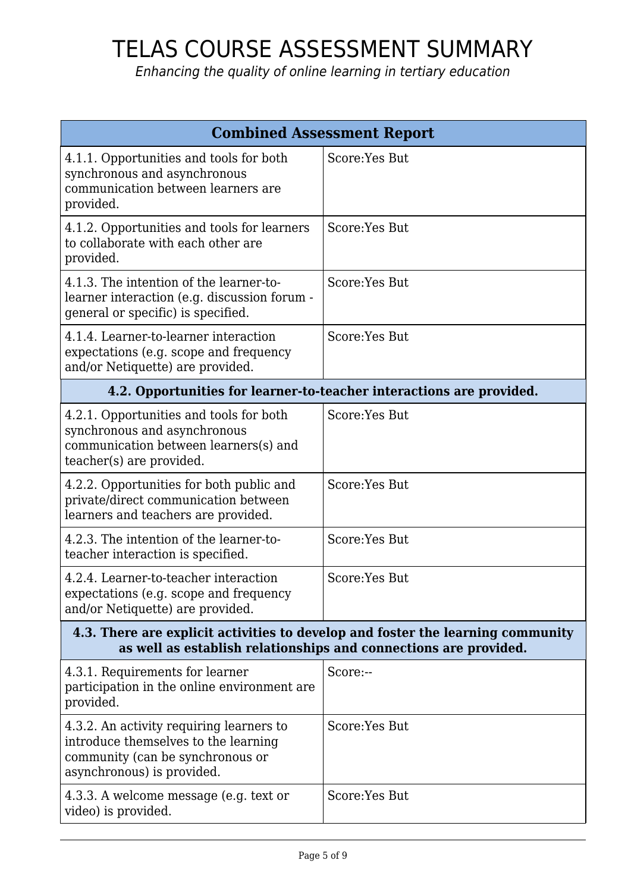# TELAS COURSE ASSESSMENT SUMMARY

*Enhancing the quality of online learning in tertiary education*

| Combined Assessment Report | |
|---|---|
| 4.1.1. Opportunities and tools for both synchronous and asynchronous communication between learners are provided. | Score:Yes But |
| 4.1.2. Opportunities and tools for learners to collaborate with each other are provided. | Score:Yes But |
| 4.1.3. The intention of the learner-to-learner interaction (e.g. discussion forum - general or specific) is specified. | Score:Yes But |
| 4.1.4. Learner-to-learner interaction expectations (e.g. scope and frequency and/or Netiquette) are provided. | Score:Yes But |
| **4.2. Opportunities for learner-to-teacher interactions are provided.** | |
| 4.2.1. Opportunities and tools for both synchronous and asynchronous communication between learners(s) and teacher(s) are provided. | Score:Yes But |
| 4.2.2. Opportunities for both public and private/direct communication between learners and teachers are provided. | Score:Yes But |
| 4.2.3. The intention of the learner-to-teacher interaction is specified. | Score:Yes But |
| 4.2.4. Learner-to-teacher interaction expectations (e.g. scope and frequency and/or Netiquette) are provided. | Score:Yes But |
| **4.3. There are explicit activities to develop and foster the learning community as well as establish relationships and connections are provided.** | |
| 4.3.1. Requirements for learner participation in the online environment are provided. | Score:-- |
| 4.3.2. An activity requiring learners to introduce themselves to the learning community (can be synchronous or asynchronous) is provided. | Score:Yes But |
| 4.3.3. A welcome message (e.g. text or video) is provided. | Score:Yes But |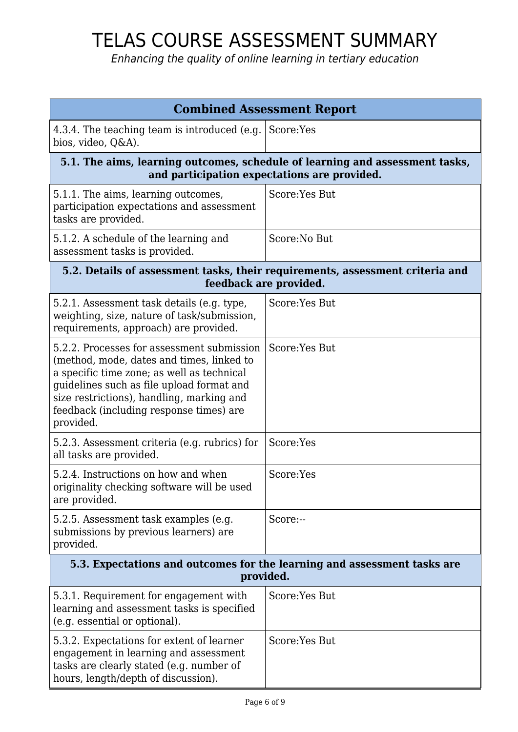# TELAS COURSE ASSESSMENT SUMMARY

*Enhancing the quality of online learning in tertiary education*

| Combined Assessment Report | |
|---|---|
| 4.3.4. The teaching team is introduced (e.g. bios, video, Q&A). | Score:Yes |
| **5.1. The aims, learning outcomes, schedule of learning and assessment tasks, and participation expectations are provided.** | |
| 5.1.1. The aims, learning outcomes, participation expectations and assessment tasks are provided. | Score:Yes But |
| 5.1.2. A schedule of the learning and assessment tasks is provided. | Score:No But |
| **5.2. Details of assessment tasks, their requirements, assessment criteria and feedback are provided.** | |
| 5.2.1. Assessment task details (e.g. type, weighting, size, nature of task/submission, requirements, approach) are provided. | Score:Yes But |
| 5.2.2. Processes for assessment submission (method, mode, dates and times, linked to a specific time zone; as well as technical guidelines such as file upload format and size restrictions), handling, marking and feedback (including response times) are provided. | Score:Yes But |
| 5.2.3. Assessment criteria (e.g. rubrics) for all tasks are provided. | Score:Yes |
| 5.2.4. Instructions on how and when originality checking software will be used are provided. | Score:Yes |
| 5.2.5. Assessment task examples (e.g. submissions by previous learners) are provided. | Score:-- |
| **5.3. Expectations and outcomes for the learning and assessment tasks are provided.** | |
| 5.3.1. Requirement for engagement with learning and assessment tasks is specified (e.g. essential or optional). | Score:Yes But |
| 5.3.2. Expectations for extent of learner engagement in learning and assessment tasks are clearly stated (e.g. number of hours, length/depth of discussion). | Score:Yes But |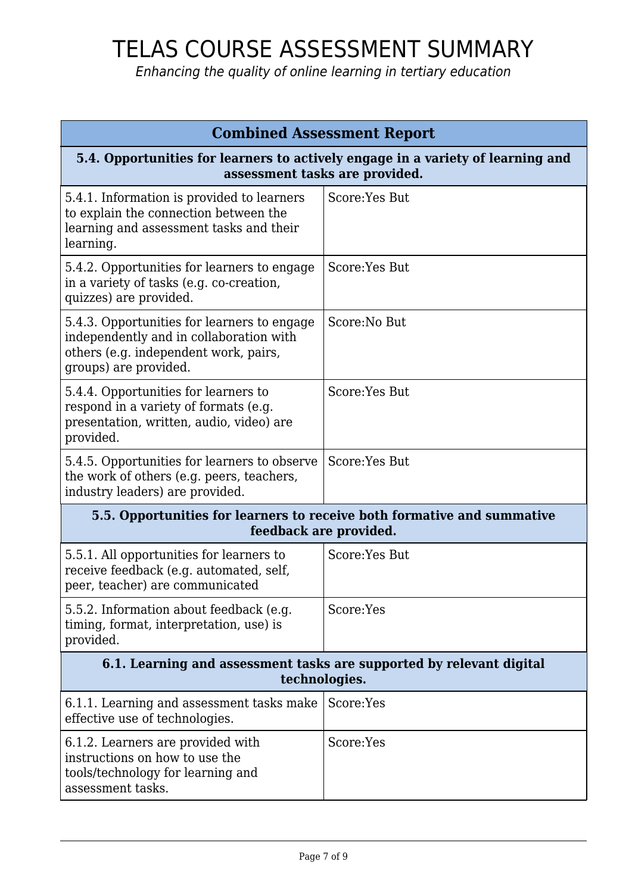# TELAS COURSE ASSESSMENT SUMMARY

*Enhancing the quality of online learning in tertiary education*

| Combined Assessment Report | |
|---|---|
| **5.4. Opportunities for learners to actively engage in a variety of learning and assessment tasks are provided.** | |
| 5.4.1. Information is provided to learners to explain the connection between the learning and assessment tasks and their learning. | Score:Yes But |
| 5.4.2. Opportunities for learners to engage in a variety of tasks (e.g. co-creation, quizzes) are provided. | Score:Yes But |
| 5.4.3. Opportunities for learners to engage independently and in collaboration with others (e.g. independent work, pairs, groups) are provided. | Score:No But |
| 5.4.4. Opportunities for learners to respond in a variety of formats (e.g. presentation, written, audio, video) are provided. | Score:Yes But |
| 5.4.5. Opportunities for learners to observe the work of others (e.g. peers, teachers, industry leaders) are provided. | Score:Yes But |
| **5.5. Opportunities for learners to receive both formative and summative feedback are provided.** | |
| 5.5.1. All opportunities for learners to receive feedback (e.g. automated, self, peer, teacher) are communicated | Score:Yes But |
| 5.5.2. Information about feedback (e.g. timing, format, interpretation, use) is provided. | Score:Yes |
| **6.1. Learning and assessment tasks are supported by relevant digital technologies.** | |
| 6.1.1. Learning and assessment tasks make effective use of technologies. | Score:Yes |
| 6.1.2. Learners are provided with instructions on how to use the tools/technology for learning and assessment tasks. | Score:Yes |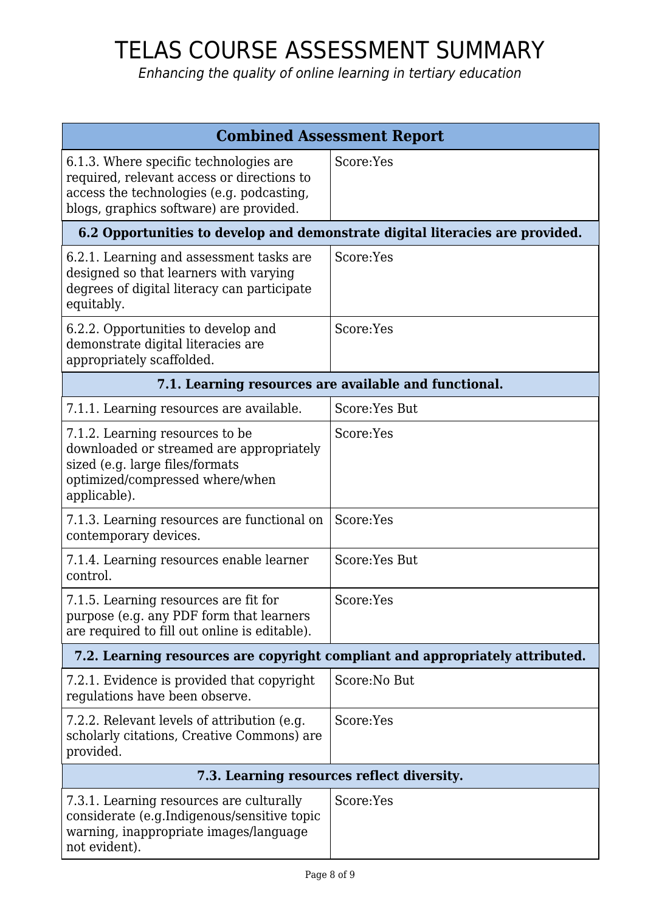# TELAS COURSE ASSESSMENT SUMMARY

*Enhancing the quality of online learning in tertiary education*

| Combined Assessment Report | |
|---|---|
| 6.1.3. Where specific technologies are required, relevant access or directions to access the technologies (e.g. podcasting, blogs, graphics software) are provided. | Score:Yes |
| **6.2 Opportunities to develop and demonstrate digital literacies are provided.** | |
| 6.2.1. Learning and assessment tasks are designed so that learners with varying degrees of digital literacy can participate equitably. | Score:Yes |
| 6.2.2. Opportunities to develop and demonstrate digital literacies are appropriately scaffolded. | Score:Yes |
| **7.1. Learning resources are available and functional.** | |
| 7.1.1. Learning resources are available. | Score:Yes But |
| 7.1.2. Learning resources to be downloaded or streamed are appropriately sized (e.g. large files/formats optimized/compressed where/when applicable). | Score:Yes |
| 7.1.3. Learning resources are functional on contemporary devices. | Score:Yes |
| 7.1.4. Learning resources enable learner control. | Score:Yes But |
| 7.1.5. Learning resources are fit for purpose (e.g. any PDF form that learners are required to fill out online is editable). | Score:Yes |
| **7.2. Learning resources are copyright compliant and appropriately attributed.** | |
| 7.2.1. Evidence is provided that copyright regulations have been observe. | Score:No But |
| 7.2.2. Relevant levels of attribution (e.g. scholarly citations, Creative Commons) are provided. | Score:Yes |
| **7.3. Learning resources reflect diversity.** | |
| 7.3.1. Learning resources are culturally considerate (e.g.Indigenous/sensitive topic warning, inappropriate images/language not evident). | Score:Yes |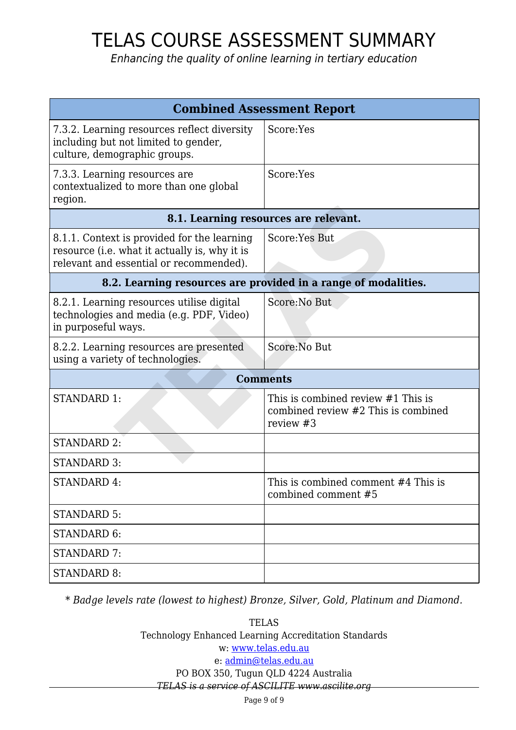# TELAS COURSE ASSESSMENT SUMMARY

*Enhancing the quality of online learning in tertiary education*

| **Combined Assessment Report** | |
|---|---|
| 7.3.2. Learning resources reflect diversity including but not limited to gender, culture, demographic groups. | Score:Yes |
| 7.3.3. Learning resources are contextualized to more than one global region. | Score:Yes |
| **8.1. Learning resources are relevant.** | |
| 8.1.1. Context is provided for the learning resource (i.e. what it actually is, why it is relevant and essential or recommended). | Score:Yes But |
| **8.2. Learning resources are provided in a range of modalities.** | |
| 8.2.1. Learning resources utilise digital technologies and media (e.g. PDF, Video) in purposeful ways. | Score:No But |
| 8.2.2. Learning resources are presented using a variety of technologies. | Score:No But |
| **Comments** | |
| STANDARD 1: | This is combined review #1 This is combined review #2 This is combined review #3 |
| STANDARD 2: | |
| STANDARD 3: | |
| STANDARD 4: | This is combined comment #4 This is combined comment #5 |
| STANDARD 5: | |
| STANDARD 6: | |
| STANDARD 7: | |
| STANDARD 8: | |

*\* Badge levels rate (lowest to highest) Bronze, Silver, Gold, Platinum and Diamond.*

TELAS
Technology Enhanced Learning Accreditation Standards
w: www.telas.edu.au
e: admin@telas.edu.au
PO BOX 350, Tugun QLD 4224 Australia
*TELAS is a service of ASCILITE www.ascilite.org*